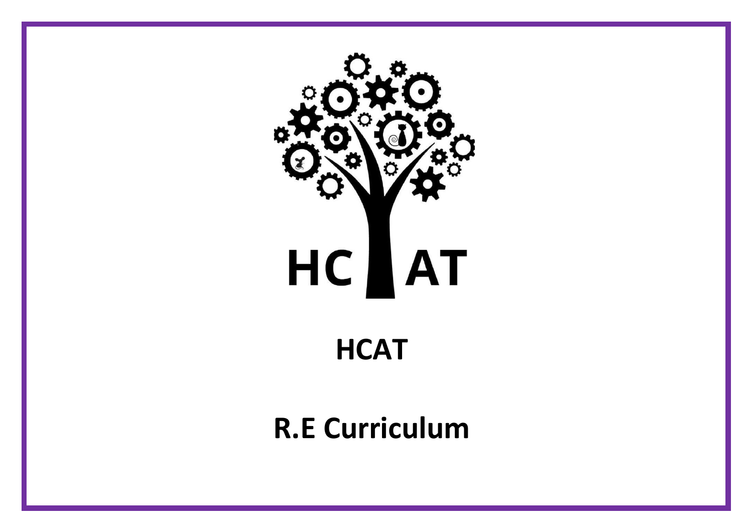# HCAT

# R.E Curriculum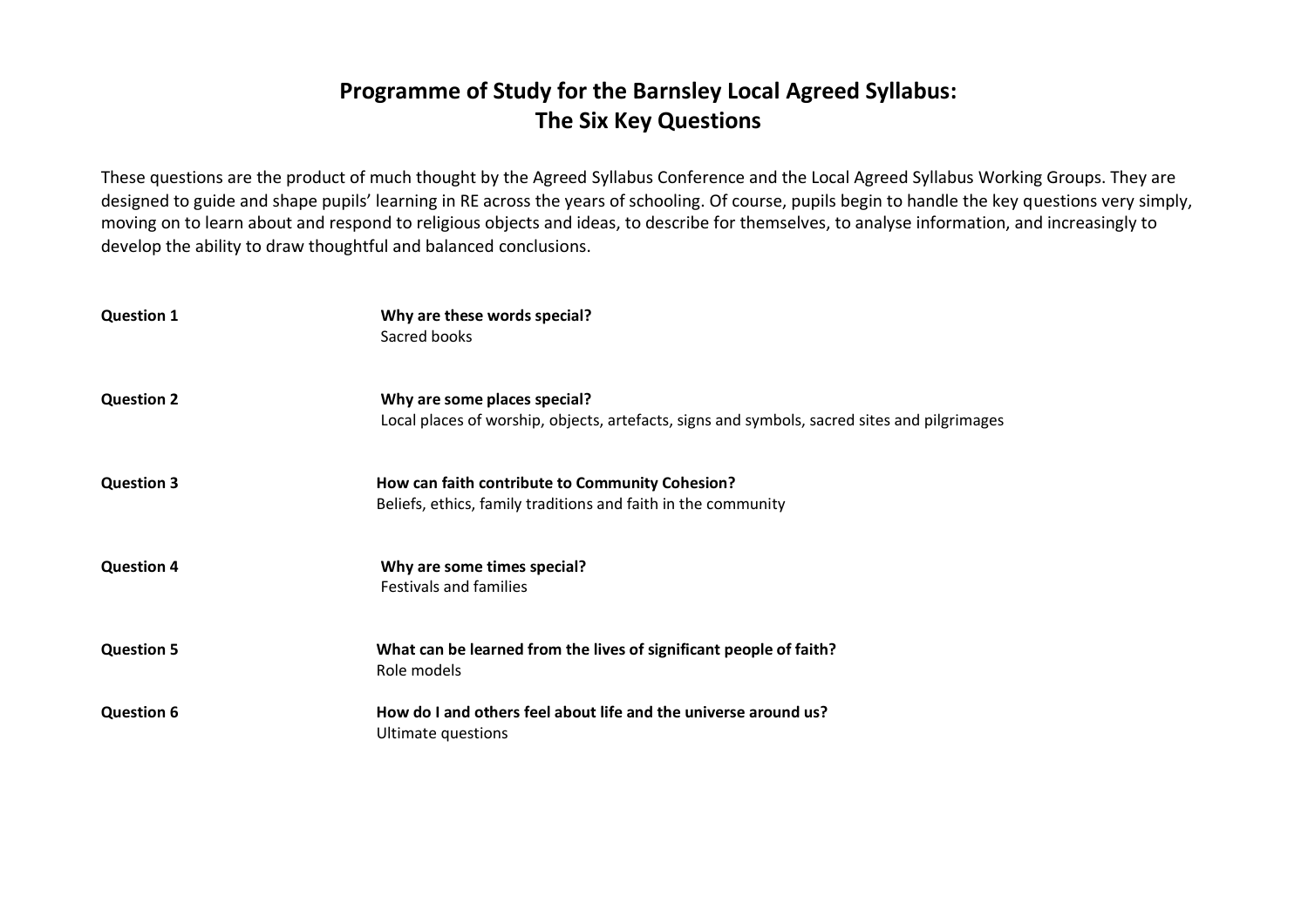# Programme of Study for the Barnsley Local Agreed Syllabus: The Six Key Questions

These questions are the product of much thought by the Agreed Syllabus Conference and the Local Agreed Syllabus Working Groups. They are designed to guide and shape pupils' learning in RE across the years of schooling. Of course, pupils begin to handle the key questions very simply, moving on to learn about and respond to religious objects and ideas, to describe for themselves, to analyse information, and increasingly to develop the ability to draw thoughtful and balanced conclusions.

| | |
|---|---|
| **Question 1** | **Why are these words special?**<br>Sacred books |
| **Question 2** | **Why are some places special?**<br>Local places of worship, objects, artefacts, signs and symbols, sacred sites and pilgrimages |
| **Question 3** | **How can faith contribute to Community Cohesion?**<br>Beliefs, ethics, family traditions and faith in the community |
| **Question 4** | **Why are some times special?**<br>Festivals and families |
| **Question 5** | **What can be learned from the lives of significant people of faith?**<br>Role models |
| **Question 6** | **How do I and others feel about life and the universe around us?**<br>Ultimate questions |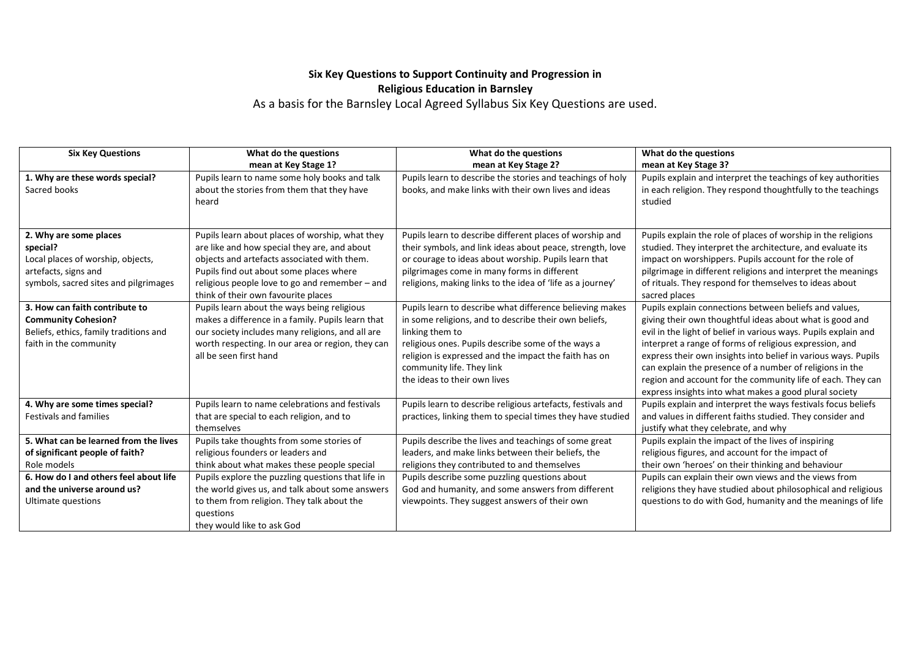**Six Key Questions to Support Continuity and Progression in Religious Education in Barnsley**

As a basis for the Barnsley Local Agreed Syllabus Six Key Questions are used.

| Six Key Questions | What do the questions mean at Key Stage 1? | What do the questions mean at Key Stage 2? | What do the questions mean at Key Stage 3? |
|---|---|---|---|
| **1. Why are these words special?** Sacred books | Pupils learn to name some holy books and talk about the stories from them that they have heard | Pupils learn to describe the stories and teachings of holy books, and make links with their own lives and ideas | Pupils explain and interpret the teachings of key authorities in each religion. They respond thoughtfully to the teachings studied |
| **2. Why are some places special?** Local places of worship, objects, artefacts, signs and symbols, sacred sites and pilgrimages | Pupils learn about places of worship, what they are like and how special they are, and about objects and artefacts associated with them. Pupils find out about some places where religious people love to go and remember – and think of their own favourite places | Pupils learn to describe different places of worship and their symbols, and link ideas about peace, strength, love or courage to ideas about worship. Pupils learn that pilgrimages come in many forms in different religions, making links to the idea of 'life as a journey' | Pupils explain the role of places of worship in the religions studied. They interpret the architecture, and evaluate its impact on worshippers. Pupils account for the role of pilgrimage in different religions and interpret the meanings of rituals. They respond for themselves to ideas about sacred places |
| **3. How can faith contribute to Community Cohesion?** Beliefs, ethics, family traditions and faith in the community | Pupils learn about the ways being religious makes a difference in a family. Pupils learn that our society includes many religions, and all are worth respecting. In our area or region, they can all be seen first hand | Pupils learn to describe what difference believing makes in some religions, and to describe their own beliefs, linking them to religious ones. Pupils describe some of the ways a religion is expressed and the impact the faith has on community life. They link the ideas to their own lives | Pupils explain connections between beliefs and values, giving their own thoughtful ideas about what is good and evil in the light of belief in various ways. Pupils explain and interpret a range of forms of religious expression, and express their own insights into belief in various ways. Pupils can explain the presence of a number of religions in the region and account for the community life of each. They can express insights into what makes a good plural society |
| **4. Why are some times special?** Festivals and families | Pupils learn to name celebrations and festivals that are special to each religion, and to themselves | Pupils learn to describe religious artefacts, festivals and practices, linking them to special times they have studied | Pupils explain and interpret the ways festivals focus beliefs and values in different faiths studied. They consider and justify what they celebrate, and why |
| **5. What can be learned from the lives of significant people of faith?** Role models | Pupils take thoughts from some stories of religious founders or leaders and think about what makes these people special | Pupils describe the lives and teachings of some great leaders, and make links between their beliefs, the religions they contributed to and themselves | Pupils explain the impact of the lives of inspiring religious figures, and account for the impact of their own 'heroes' on their thinking and behaviour |
| **6. How do I and others feel about life and the universe around us?** Ultimate questions | Pupils explore the puzzling questions that life in the world gives us, and talk about some answers to them from religion. They talk about the questions they would like to ask God | Pupils describe some puzzling questions about God and humanity, and some answers from different viewpoints. They suggest answers of their own | Pupils can explain their own views and the views from religions they have studied about philosophical and religious questions to do with God, humanity and the meanings of life |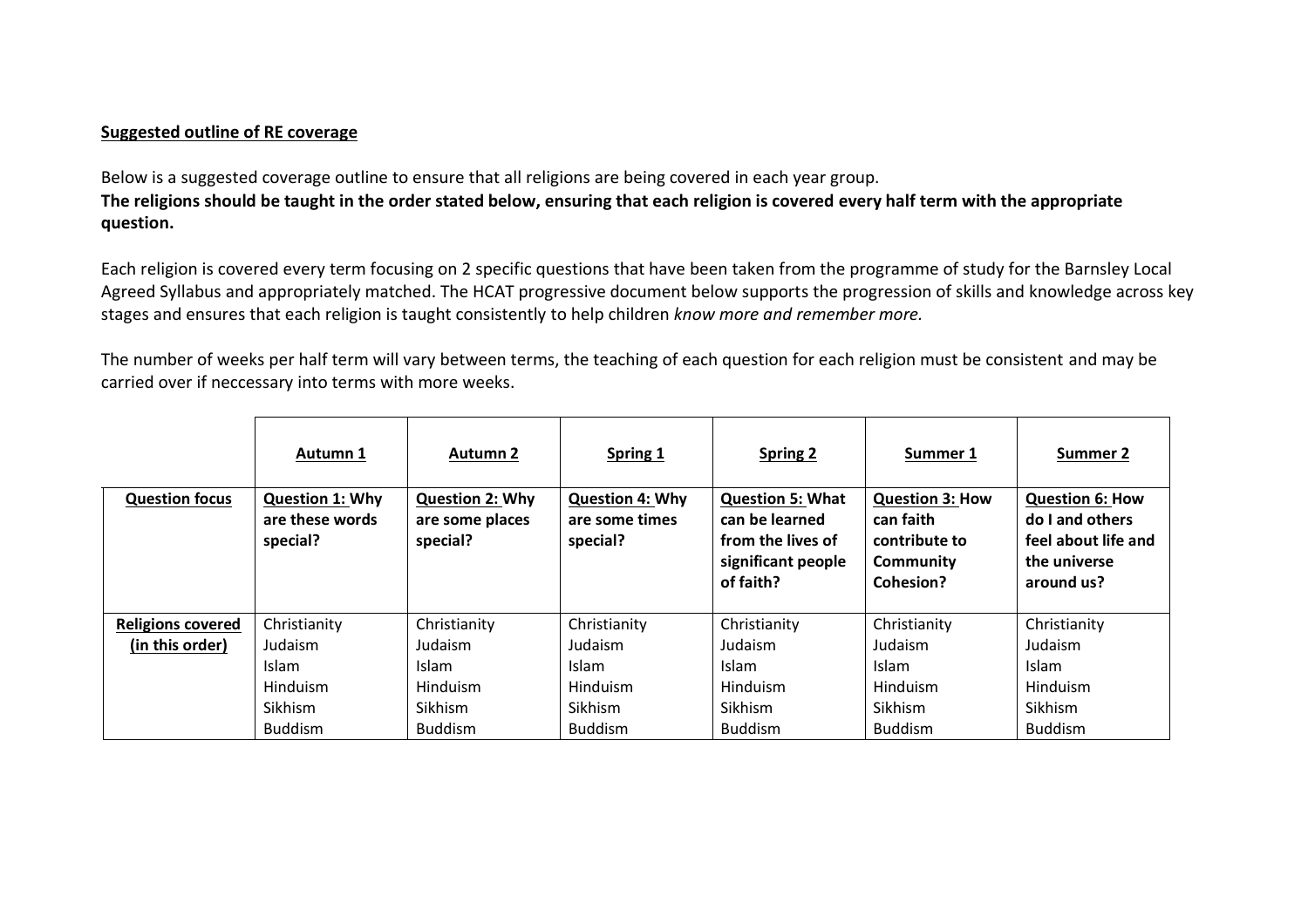**Suggested outline of RE coverage**

Below is a suggested coverage outline to ensure that all religions are being covered in each year group.
**The religions should be taught in the order stated below, ensuring that each religion is covered every half term with the appropriate question.**

Each religion is covered every term focusing on 2 specific questions that have been taken from the programme of study for the Barnsley Local Agreed Syllabus and appropriately matched. The HCAT progressive document below supports the progression of skills and knowledge across key stages and ensures that each religion is taught consistently to help children *know more and remember more.*

The number of weeks per half term will vary between terms, the teaching of each question for each religion must be consistent and may be carried over if neccessary into terms with more weeks.

| | **Autumn 1** | **Autumn 2** | **Spring 1** | **Spring 2** | **Summer 1** | **Summer 2** |
|---|---|---|---|---|---|---|
| **Question focus** | **Question 1: Why are these words special?** | **Question 2: Why are some places special?** | **Question 4: Why are some times special?** | **Question 5: What can be learned from the lives of significant people of faith?** | **Question 3: How can faith contribute to Community Cohesion?** | **Question 6: How do I and others feel about life and the universe around us?** |
| **Religions covered (in this order)** | Christianity<br>Judaism<br>Islam<br>Hinduism<br>Sikhism<br>Buddism | Christianity<br>Judaism<br>Islam<br>Hinduism<br>Sikhism<br>Buddism | Christianity<br>Judaism<br>Islam<br>Hinduism<br>Sikhism<br>Buddism | Christianity<br>Judaism<br>Islam<br>Hinduism<br>Sikhism<br>Buddism | Christianity<br>Judaism<br>Islam<br>Hinduism<br>Sikhism<br>Buddism | Christianity<br>Judaism<br>Islam<br>Hinduism<br>Sikhism<br>Buddism |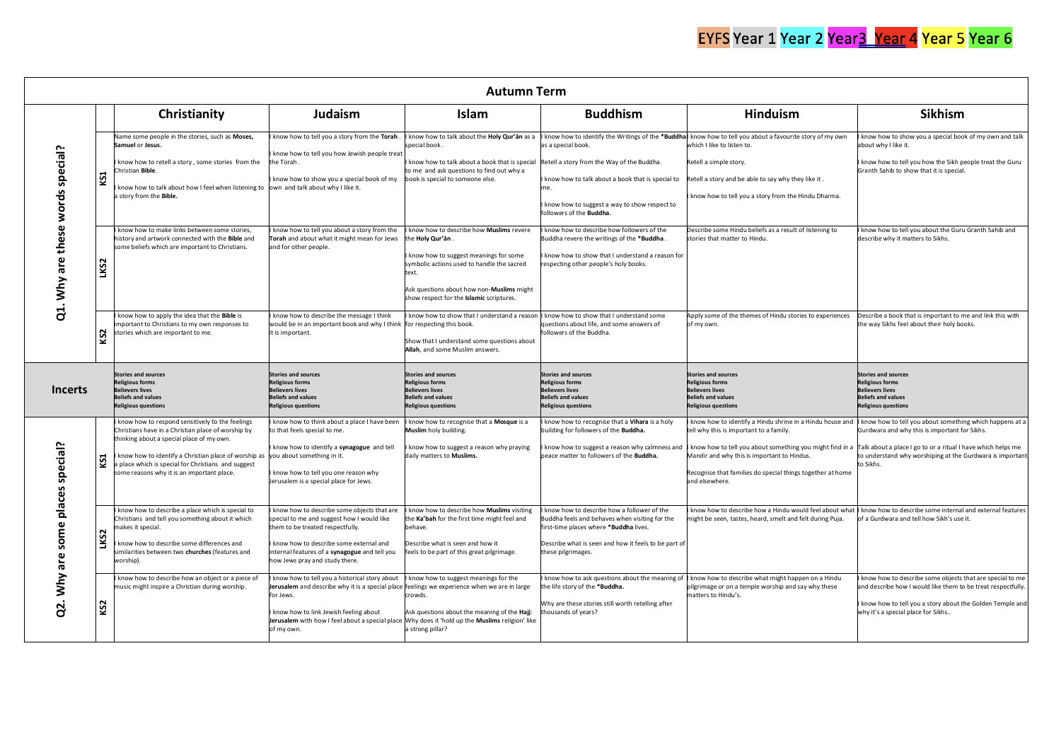EYFS Year 1 Year 2 Year3 Year 4 Year 5 Year 6

| Autumn Term | | | | | | | |
|---|---|---|---|---|---|---|---|
| | | **Christianity** | **Judaism** | **Islam** | **Buddhism** | **Hinduism** | **Sikhism** |
| **Q1. Why are these words special?** | **KS1** | Name some people in the stories, such as **Moses, Samuel** or **Jesus.**<br>I know how to retell a story , some stories from the Christian **Bible**.<br>I know how to talk about how I feel when listening to a story from the **Bible.** | I know how to tell you a story from the **Torah** .<br>I know how to tell you how Jewish people treat the Torah .<br>I know how to show you a special book of my own and talk about why I like it. | I know how to talk about the **Holy Qur'ân** as a special book .<br>I know how to talk about a book that is special to me and ask questions to find out why a book is special to someone else. | I know how to identify the Writings of the ***Buddha** as a special book.<br>Retell a story from the Way of the Buddha.<br>I know how to talk about a book that is special to me.<br>I know how to suggest a way to show respect to followers of the **Buddha.** | I know how to tell you about a favourite story of my own which I like to listen to.<br>Retell a simple story.<br>Retell a story and be able to say why they like it .<br>I know how to tell you a story from the Hindu Dharma. | I know how to show you a special book of my own and talk about why I like it.<br>I know how to tell you how the Sikh people treat the Guru Granth Sahib to show that it is special. |
| | **LKS2** | I know how to make links between some stories, history and artwork connected with the **Bible** and some beliefs which are important to Christians. | I know how to tell you about a story from the **Torah** and about what it might mean for Jews and for other people. | I know how to describe how **Muslims** revere the **Holy Qur'ân** .<br>I know how to suggest meanings for some symbolic actions used to handle the sacred text.<br>Ask questions about how non-**Muslims** might show respect for the **Islamic** scriptures. | I know how to describe how followers of the Buddha revere the writings of the ***Buddha** .<br>I know how to show that I understand a reason for respecting other people's holy books. | Describe some Hindu beliefs as a result of listening to stories that matter to Hindu. | I know how to tell you about the Guru Granth Sahib and describe why it matters to Sikhs. |
| | **KS2** | I know how to apply the idea that the **Bible** is important to Christians to my own responses to stories which are important to me. | I know how to describe the message I think would be in an important book and why I think it is important. | I know how to show that I understand a reason for respecting this book.<br>Show that I understand some questions about **Allah**, and some Muslim answers. | I know how to show that I understand some questions about life, and some answers of followers of the Buddha. | Apply some of the themes of Hindu stories to experiences of my own. | Describe a book that is important to me and link this with the way Sikhs feel about their holy books. |
| **Incerts** | | **Stories and sources**<br>**Religious forms**<br>**Believers lives**<br>**Beliefs and values**<br>**Religious questions** | **Stories and sources**<br>**Religious forms**<br>**Believers lives**<br>**Beliefs and values**<br>**Religious questions** | **Stories and sources**<br>**Religious forms**<br>**Believers lives**<br>**Beliefs and values**<br>**Religious questions** | **Stories and sources**<br>**Religious forms**<br>**Believers lives**<br>**Beliefs and values**<br>**Religious questions** | **Stories and sources**<br>**Religious forms**<br>**Believers lives**<br>**Beliefs and values**<br>**Religious questions** | **Stories and sources**<br>**Religious forms**<br>**Believers lives**<br>**Beliefs and values**<br>**Religious questions** |
| **Q2. Why are some places special?** | **KS1** | I know how to respond sensitively to the feelings Christians have in a Christian place of worship by thinking about a special place of my own.<br>I know how to identify a Christian place of worship as a place which is special for Christians and suggest some reasons why it is an important place. | I know how to think about a place I have been to that feels special to me.<br>I know how to identify a **synagogue** and tell you about something in it.<br>I know how to tell you one reason why Jerusalem is a special place for Jews. | I know how to recognise that a **Mosque** is a **Muslim** holy building.<br>I know how to suggest a reason why praying daily matters to **Muslims.** | I know how to recognise that a **Vihara** is a holy building for followers of the **Buddha.**<br>I know how to suggest a reason why calmness and peace matter to followers of the **Buddha.** | I know how to identify a Hindu shrine in a Hindu house and tell why this is important to a family.<br>I know how to tell you about something you might find in a Mandir and why this is important to Hindus.<br>Recognise that families do special things together at home and elsewhere. | I know how to tell you about something which happens at a Gurdwara and why this is important for Sikhs.<br>Talk about a place I go to or a ritual I have which helps me to understand why worshiping at the Gurdwara is important to Sikhs. |
| | **LKS2** | I know how to describe a place which is special to Christians and tell you something about it which makes it special.<br>I know how to describe some differences and similarities between two **churches** (features and worship). | I know how to describe some objects that are special to me and suggest how I would like them to be treated respectfully.<br>I know how to describe some external and internal features of a **synagogue** and tell you how Jews pray and study there. | I know how to describe how **Muslims** visiting the **Ka'bah** for the first time might feel and behave.<br>Describe what is seen and how it feels to be part of this great pilgrimage. | I know how to describe how a follower of the Buddha feels and behaves when visiting for the first-time places where ***Buddha** lives.<br>Describe what is seen and how it feels to be part of these pilgrimages. | I know how to describe how a Hindu would feel about what might be seen, tastes, heard, smelt and felt during Puja. | I know how to describe some internal and external features of a Gurdwara and tell how Sikh's use it. |
| | **KS2** | I know how to describe how an object or a piece of music might inspire a Christian during worship. | I know how to tell you a historical story about **Jerusalem** and describe why it is a special place for Jews.<br>I know how to link Jewish feeling about **Jerusalem** with how I feel about a special place of my own. | I know how to suggest meanings for the feelings we experience when we are in large crowds.<br>Ask questions about the meaning of the **Hajj**: Why does it 'hold up the **Muslims** religion' like a strong pillar? | I know how to ask questions about the meaning of the life story of the ***Buddha.**<br>Why are these stories still worth retelling after thousands of years? | I know how to describe what might happen on a Hindu pilgrimage or on a temple worship and say why these matters to Hindu's. | I know how to describe some objects that are special to me and describe how I would like them to be treat respectfully.<br>I know how to tell you a story about the Golden Temple and why it's a special place for Sikhs.. |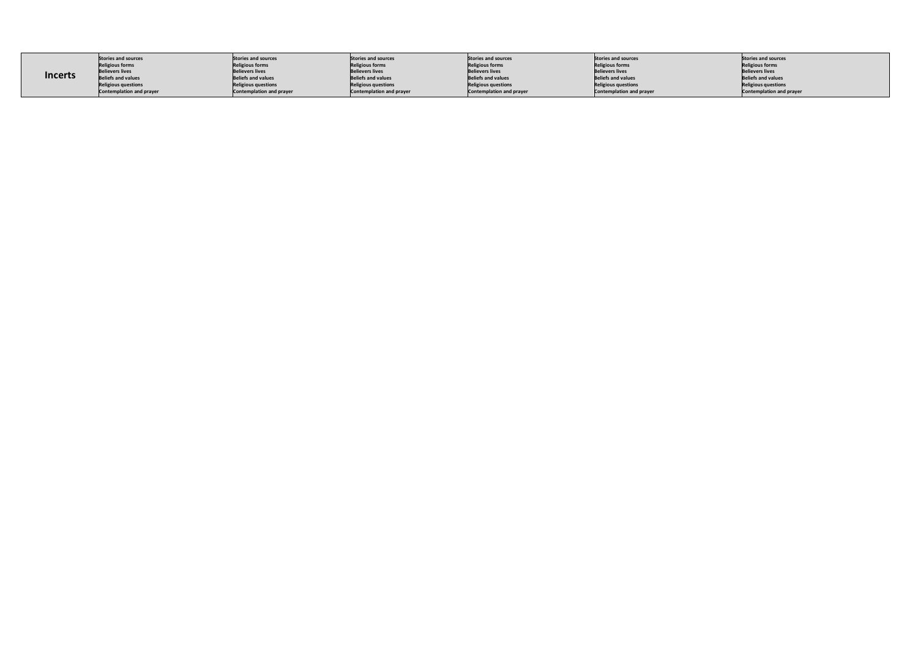| | | | | | | |
|---|---|---|---|---|---|---|
| **Incerts** | **Stories and sources**<br>**Religious forms**<br>**Believers lives**<br>**Beliefs and values**<br>**Religious questions**<br>**Contemplation and prayer** | **Stories and sources**<br>**Religious forms**<br>**Believers lives**<br>**Beliefs and values**<br>**Religious questions**<br>**Contemplation and prayer** | **Stories and sources**<br>**Religious forms**<br>**Believers lives**<br>**Beliefs and values**<br>**Religious questions**<br>**Contemplation and prayer** | **Stories and sources**<br>**Religious forms**<br>**Believers lives**<br>**Beliefs and values**<br>**Religious questions**<br>**Contemplation and prayer** | **Stories and sources**<br>**Religious forms**<br>**Believers lives**<br>**Beliefs and values**<br>**Religious questions**<br>**Contemplation and prayer** | **Stories and sources**<br>**Religious forms**<br>**Believers lives**<br>**Beliefs and values**<br>**Religious questions**<br>**Contemplation and prayer** |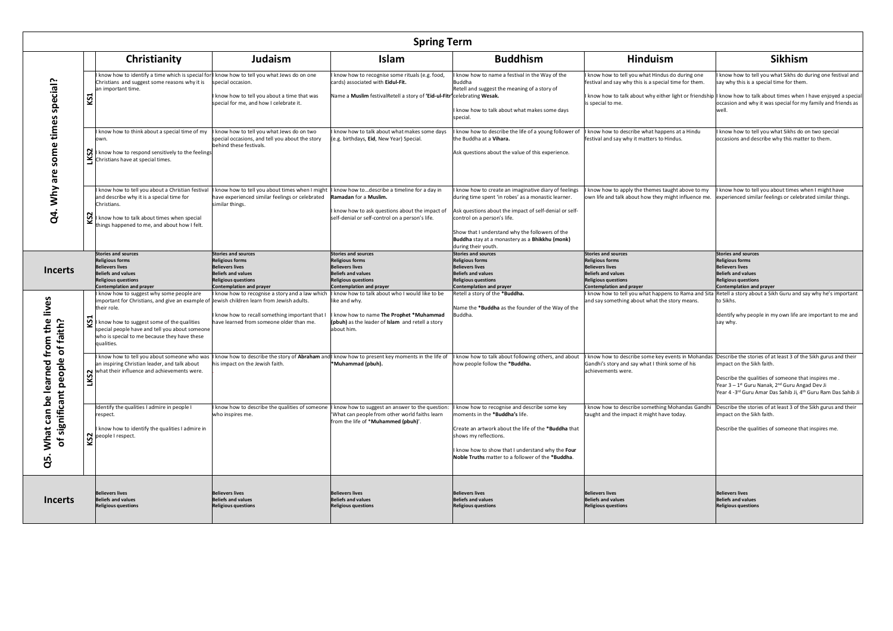# Spring Term

| | | Christianity | Judaism | Islam | Buddhism | Hinduism | Sikhism |
|---|---|---|---|---|---|---|---|
| **Q4. Why are some times special?** | **KS1** | I know how to identify a time which is special for Christians and suggest some reasons why it is an important time. | I know how to tell you what Jews do on one special occasion.<br><br>I know how to tell you about a time that was special for me, and how I celebrate it. | I know how to recognise some rituals (e.g. food, cards) associated with **Eidul-Fitr.**<br><br>Name a **Muslim** festivalRetell a story of **'Eid-ul-Fitr'** | I know how to name a festival in the Way of the Buddha<br>Retell and suggest the meaning of a story of celebrating **Wesak.**<br><br>I know how to talk about what makes some days special. | I know how to tell you what Hindus do during one festival and say why this is a special time for them.<br><br>I know how to talk about why either light or friendship is special to me. | I know how to tell you what Sikhs do during one festival and say why this is a special time for them.<br><br>I know how to talk about times when I have enjoyed a special occasion and why it was special for my family and friends as well. |
| | **LKS2** | I know how to think about a special time of my own.<br><br>I know how to respond sensitively to the feelings Christians have at special times. | I know how to tell you what Jews do on two special occasions, and tell you about the story behind these festivals. | I know how to talk about what makes some days (e.g. birthdays, **Eid**, New Year) Special. | I know how to describe the life of a young follower of the Buddha at a **Vihara.**<br><br>Ask questions about the value of this experience. | I know how to describe what happens at a Hindu festival and say why it matters to Hindus. | I know how to tell you what Sikhs do on two special occasions and describe why this matter to them. |
| | **KS2** | I know how to tell you about a Christian festival and describe why it is a special time for Christians.<br><br>I know how to talk about times when special things happened to me, and about how I felt. | I know how to tell you about times when I might have experienced similar feelings or celebrated similar things. | I know how to...describe a timeline for a day in **Ramadan** for a **Muslim.**<br><br>I know how to ask questions about the impact of self-denial or self-control on a person's life. | I know how to create an imaginative diary of feelings during time spent 'in robes' as a monastic learner.<br><br>Ask questions about the impact of self-denial or self-control on a person's life.<br><br>Show that I understand why the followers of the **Buddha** stay at a monastery as a **Bhikkhu (monk)** during their youth. | I know how to apply the themes taught above to my own life and talk about how they might influence me. | I know how to tell you about times when I might have experienced similar feelings or celebrated similar things. |
| **Incerts** | | **Stories and sources**<br>**Religious forms**<br>**Believers lives**<br>**Beliefs and values**<br>**Religious questions**<br>**Contemplation and prayer** | **Stories and sources**<br>**Religious forms**<br>**Believers lives**<br>**Beliefs and values**<br>**Religious questions**<br>**Contemplation and prayer** | **Stories and sources**<br>**Religious forms**<br>**Believers lives**<br>**Beliefs and values**<br>**Religious questions**<br>**Contemplation and prayer** | **Stories and sources**<br>**Religious forms**<br>**Believers lives**<br>**Beliefs and values**<br>**Religious questions**<br>**Contemplation and prayer** | **Stories and sources**<br>**Religious forms**<br>**Believers lives**<br>**Beliefs and values**<br>**Religious questions**<br>**Contemplation and prayer** | **Stories and sources**<br>**Religious forms**<br>**Believers lives**<br>**Beliefs and values**<br>**Religious questions**<br>**Contemplation and prayer** |
| **Q5. What can be learned from the lives of significant people of faith?** | **KS1** | I know how to suggest why some people are important for Christians, and give an example of their role.<br><br>I know how to suggest some of the qualities special people have and tell you about someone who is special to me because they have these qualities. | I know how to recognise a story and a law which Jewish children learn from Jewish adults.<br><br>I know how to recall something important that I have learned from someone older than me. | I know how to talk about who I would like to be like and why.<br><br>I know how to name **The Prophet *Muhammad (pbuh)** as the leader of **Islam** and retell a story about him. | Retell a story of the ***Buddha.**<br><br>Name the ***Buddha** as the founder of the Way of the Buddha. | I know how to tell you what happens to Rama and Sita and say something about what the story means. | Retell a story about a Sikh Guru and say why he's important to Sikhs.<br><br>Identify why people in my own life are important to me and say why. |
| | **LKS2** | I know how to tell you about someone who was an inspiring Christian leader, and talk about what their influence and achievements were. | I know how to describe the story of **Abraham** and his impact on the Jewish faith. | I know how to present key moments in the life of ***Muhammad (pbuh).** | I know how to talk about following others, and about how people follow the ***Buddha.** | I know how to describe some key events in Mohandas Gandhi's story and say what I think some of his achievements were. | Describe the stories of at least 3 of the Sikh gurus and their impact on the Sikh faith.<br><br>Describe the qualities of someone that inspires me .<br>Year 3 – 1st Guru Nanak, 2nd Guru Angad Dev Ji<br>Year 4 -3rd Guru Amar Das Sahib Ji, 4th Guru Ram Das Sahib Ji |
| | **KS2** | Identify the qualities I admire in people I respect.<br><br>I know how to identify the qualities I admire in people I respect. | I know how to describe the qualities of someone who inspires me. | I know how to suggest an answer to the question: 'What can people from other world faiths learn from the life of ***Muhammed (pbuh)**'. | I know how to recognise and describe some key moments in the ***Buddha's** life.<br><br>Create an artwork about the life of the ***Buddha** that shows my reflections.<br><br>I know how to show that I understand why the **Four Noble Truths** matter to a follower of the ***Buddha.** | I know how to describe something Mohandas Gandhi taught and the impact it might have today. | Describe the stories of at least 3 of the Sikh gurus and their impact on the Sikh faith.<br><br>Describe the qualities of someone that inspires me. |
| **Incerts** | | **Believers lives**<br>**Beliefs and values**<br>**Religious questions** | **Believers lives**<br>**Beliefs and values**<br>**Religious questions** | **Believers lives**<br>**Beliefs and values**<br>**Religious questions** | **Believers lives**<br>**Beliefs and values**<br>**Religious questions** | **Believers lives**<br>**Beliefs and values**<br>**Religious questions** | **Believers lives**<br>**Beliefs and values**<br>**Religious questions** |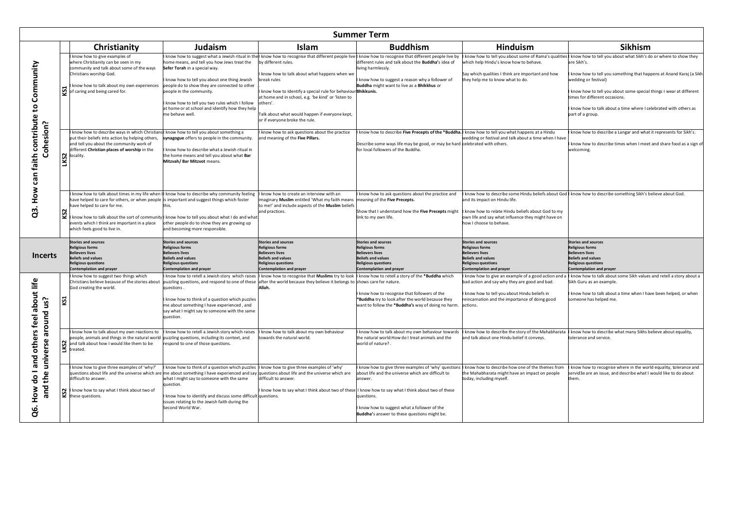# Summer Term

| | | Christianity | Judaism | Islam | Buddhism | Hinduism | Sikhism |
|---|---|---|---|---|---|---|---|
| **Q3. How can faith contribute to Community Cohesion?** | KS1 | I know how to give examples of where Christianity can be seen in my community and talk about some of the ways Christians worship God.<br><br>I know how to talk about my own experiences of caring and being cared for. | I know how to suggest what a Jewish ritual in the home means, and tell you how Jews treat the **Sefer Torah** in a special way.<br><br>I know how to tell you about one thing Jewish people do to show they are connected to other people in the community.<br><br>I know how to tell you two rules which I follow at home or at school and identify how they help me behave well. | I know how to recognise that different people live by different rules.<br><br>I know how to talk about what happens when we break rules<br>.<br>I know how to Identify a special rule for behaviour at home and in school, e.g. 'be kind' or 'listen to others'.<br><br>Talk about what would happen if everyone kept, or if everyone broke the rule. | I know how to recognise that different people live by different rules and talk about the **Buddha**'s idea of living harmlessly.<br><br>I know how to suggest a reason why a follower of **Buddha** might want to live as a **Bhikkhus** or **Bhikkunis.** | I know how to tell you about some of Rama's qualities which help Hindu's know how to behave.<br><br>Say which qualities I think are important and how they help me to know what to do. | I know how to tell you about what Sikh's do or where to show they are Sikh's.<br><br>I know how to tell you something that happens at Anand Karaj (a Sikh wedding or festival)<br><br>I know how to tell you about some special things I wear at different times for different occasions.<br><br>I know how to talk about a time where I celebrated with others as part of a group. |
| | LKS2 | I know how to describe ways in which Christians put their beliefs into action by helping others, and tell you about the community work of different **Christian places of worship** in the locality. | I know how to tell you about something a **synagogue** offers to people in the community.<br><br>I know how to describe what a Jewish ritual in the home means and tell you about what **Bar Mitzvah/ Bar Mitzvot** means. | I know how to ask questions about the practice and meaning of the **Five Pillars.** | I know how to describe **Five Precepts of the *Buddha.**<br><br>Describe some ways life may be good, or may be hard for local followers of the Buddha. | I know how to tell you what happens at a Hindu wedding or festival and talk about a time when I have celebrated with others. | I know how to describe a Langar and what it represents for Sikh's.<br><br>I know how to describe times when I meet and share food as a sign of welcoming. |
| | KS2 | I know how to talk about times in my life when I have helped to care for others, or when people have helped to care for me.<br><br>I know how to talk about the sort of community events which I think are important in a place which feels good to live in. | I know how to describe why community feeling is important and suggest things which foster this.<br><br>I know how to tell you about what I do and what other people do to show they are growing up and becoming more responsible. | I know how to create an interview with an imaginary **Muslim** entitled 'What my faith means to me!' and include aspects of the **Muslim** beliefs and practices. | I know how to ask questions about the practice and meaning of the **Five Precepts.**<br><br>Show that I understand how the **Five Precepts** might link to my own life. | I know how to describe some Hindu beliefs about God and its impact on Hindu life.<br><br>I know how to relate Hindu beliefs about God to my own life and say what influence they might have on how I choose to behave. | I know how to describe something Sikh's believe about God. |
| **Incerts** | | **Stories and sources**<br>**Religious forms**<br>**Believers lives**<br>**Beliefs and values**<br>**Religious questions**<br>**Contemplation and prayer** | **Stories and sources**<br>**Religious forms**<br>**Believers lives**<br>**Beliefs and values**<br>**Religious questions**<br>**Contemplation and prayer** | **Stories and sources**<br>**Religious forms**<br>**Believers lives**<br>**Beliefs and values**<br>**Religious questions**<br>**Contemplation and prayer** | **Stories and sources**<br>**Religious forms**<br>**Believers lives**<br>**Beliefs and values**<br>**Religious questions**<br>**Contemplation and prayer** | **Stories and sources**<br>**Religious forms**<br>**Believers lives**<br>**Beliefs and values**<br>**Religious questions**<br>**Contemplation and prayer** | **Stories and sources**<br>**Religious forms**<br>**Believers lives**<br>**Beliefs and values**<br>**Religious questions**<br>**Contemplation and prayer** |
| **Q6. How do I and others feel about life and the universe around us?** | KS1 | I know how to suggest two things which Christians believe because of the stories about God creating the world. | I know how to retell a Jewish story which raises puzzling questions, and respond to one of these questions .<br><br>I know how to think of a question which puzzles me about something I have experienced , and say what I might say to someone with the same question. | I know how to recognise that **Muslims** try to look after the world because they believe it belongs to **Allah.** | I know how to retell a story of the ***Buddha** which shows care for nature.<br><br>I know how to recognise that followers of the ***Buddha** try to look after the world because they want to follow the ***Buddha's** way of doing no harm. | I know how to give an example of a good action and a bad action and say why they are good and bad.<br><br>I know how to tell you about Hindu beliefs in reincarnation and the importance of doing good actions. | I know how to talk about some Sikh values and retell a story about a Sikh Guru as an example.<br><br>I know how to talk about a time when I have been helped, or when someone has helped me. |
| | LKS2 | I know how to talk about my own reactions to people, animals and things in the natural world and talk about how I would like them to be treated. | I know how to retell a Jewish story which raises puzzling questions, including its context, and respond to one of those questions. | I know how to talk about my own behaviour towards the natural world. | I know how to talk about my own behaviour towards the natural world:How do I treat animals and the world of nature? . | I know how to describe the story of the Mahabharata and talk about one Hindu belief it conveys. | I know how to describe what many Sikhs believe about equality, tolerance and service. |
| | KS2 | I know how to give three examples of 'why?' questions about life and the universe which are difficult to answer.<br><br>I know how to say what I think about two of these questions. | I know how to think of a question which puzzles me about something I have experienced and say what I might say to someone with the same question.<br><br>I know how to identify and discuss some difficult issues relating to the Jewish faith during the Second World War. | I know how to give three examples of 'why' questions about life and the universe which are difficult to answer.<br><br>I know how to say what I think about two of these questions. | I know how to give three examples of 'why' questions about life and the universe which are difficult to answer.<br><br>I know how to say what I think about two of these questions.<br><br>I know how to suggest what a follower of the **Buddha**'s answer to these questions might be. | I know how to describe how one of the themes from the Mahabharata might have an impact on people today, including myself. | I know how to recognise where in the world equality, tolerance and servid3e are an issue, and describe what I would like to do about them. |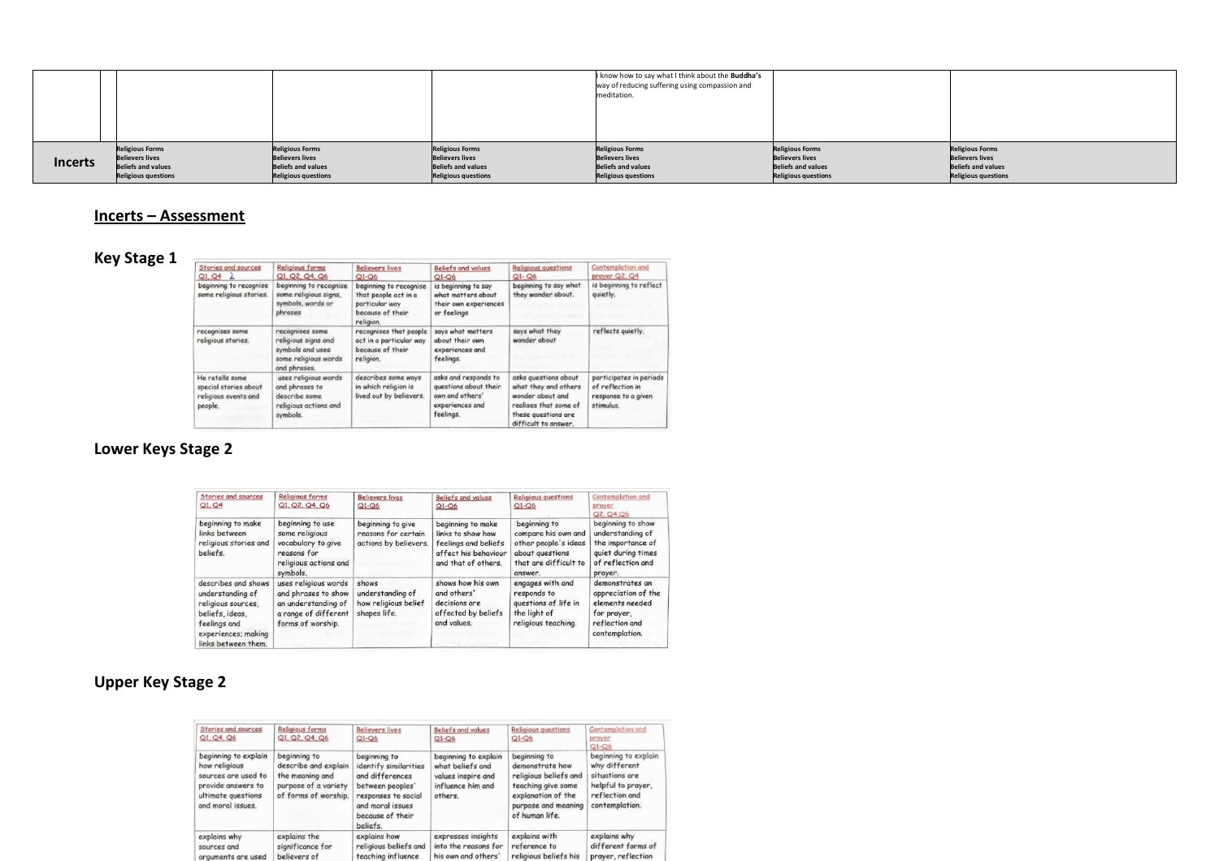| | | | | | | | |
|---|---|---|---|---|---|---|---|
| | | | | | I know how to say what I think about the **Buddha's** way of reducing suffering using compassion and meditation. | | |
| **Incerts** | | Religious Forms<br>Believers lives<br>Beliefs and values<br>Religious questions | Religious Forms<br>Believers lives<br>Beliefs and values<br>Religious questions | Religious Forms<br>Believers lives<br>Beliefs and values<br>Religious questions | Religious Forms<br>Believers lives<br>Beliefs and values<br>Religious questions | Religious Forms<br>Believers lives<br>Beliefs and values<br>Religious questions | Religious Forms<br>Believers lives<br>Beliefs and values<br>Religious questions |

## Incerts – Assessment

### Key Stage 1

| Stories and sources Q1, Q4 | Religious forms Q1, Q2, Q4, Q6 | Believers lives Q1-Q6 | Beliefs and values Q1-Q6 | Religious questions Q1- Q6 | Contemplation and prayer Q2, Q4 |
|---|---|---|---|---|---|
| beginning to recognise some religious stories. | beginning to recognise some religious signs, symbols, words or phrases | beginning to recognise that people act in a particular way because of their religion. | is beginning to say what matters about their own experiences or feelings | beginning to say what they wonder about. | is beginning to reflect quietly. |
| recognises some religious stories. | recognises some religious signs and symbols and uses some religious words and phrases. | recognises that people act in a particular way because of their religion. | says what matters about their own experiences and feelings. | says what they wonder about | reflects quietly. |
| He retells some special stories about religious events and people. | uses religious words and phrases to describe some religious actions and symbols. | describes some ways in which religion is lived out by believers. | asks and responds to questions about their own and others' experiences and feelings. | asks questions about what they and others wonder about and realises that some of these questions are difficult to answer. | participates in periods of reflection in response to a given stimulus. |

### Lower Keys Stage 2

| Stories and sources Q1, Q4 | Religious forms Q1, Q2, Q4, Q6 | Believers lives Q1-Q6 | Beliefs and values Q1-Q6 | Religious questions Q1-Q6 | Contemplation and prayer Q2, Q4,Q6 |
|---|---|---|---|---|---|
| beginning to make links between religious stories and beliefs. | beginning to use some religious vocabulary to give reasons for religious actions and symbols. | beginning to give reasons for certain actions by believers. | beginning to make links to show how feelings and beliefs affect his behaviour and that of others. | beginning to compare his own and other people's ideas about questions that are difficult to answer. | beginning to show understanding of the importance of quiet during times of reflection and prayer. |
| describes and shows understanding of religious sources, beliefs, ideas, feelings and experiences; making links between them. | uses religious words and phrases to show an understanding of a range of different forms of worship. | shows understanding of how religious belief shapes life. | shows how his own and others' decisions are affected by beliefs and values. | engages with and responds to questions of life in the light of religious teaching. | demonstrates an appreciation of the elements needed for prayer, reflection and contemplation. |

### Upper Key Stage 2

| Stories and sources Q1, Q4, Q6 | Religious forms Q1, Q2, Q4, Q6 | Believers lives Q1-Q6 | Beliefs and values Q1-Q6 | Religious questions Q1-Q6 | Contemplation and prayer Q1-Q6 |
|---|---|---|---|---|---|
| beginning to explain how religious sources are used to provide answers to ultimate questions and moral issues. | beginning to describe and explain the meaning and purpose of a variety of forms of worship. | beginning to identify similarities and differences between peoples' responses to social and moral issues because of their beliefs. | beginning to explain what beliefs and values inspire and influence him and others. | beginning to demonstrate how religious beliefs and teaching give some explanation of the purpose and meaning of human life. | beginning to explain why different situations are helpful to prayer, reflection and contemplation. |
| explains why sources and arguments are used | explains the significance for believers of | explains how religious beliefs and teaching influence | expresses insights into the reasons for his own and others' | explains with reference to religious beliefs his | explains why different forms of prayer, reflection |